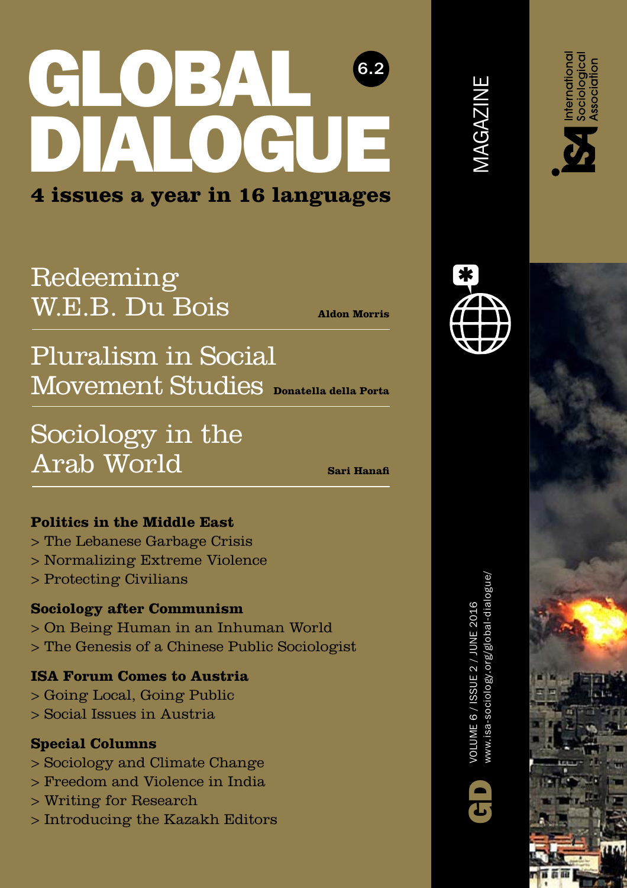# GLOBAL DIALOGUE

6.2

**4 issues a year in 16 languages**

## Redeeming W.E.B. Du Bois

**Aldon Morris**

## Pluralism in Social Movement Studies

**Donatella della Porta**

## Sociology in the Arab World

**Sari Hanafi**

**Politics in the Middle East**

> The Lebanese Garbage Crisis
> Normalizing Extreme Violence
> Protecting Civilians

**Sociology after Communism**

> On Being Human in an Inhuman World
> The Genesis of a Chinese Public Sociologist

**ISA Forum Comes to Austria**

> Going Local, Going Public
> Social Issues in Austria

**Special Columns**

> Sociology and Climate Change
> Freedom and Violence in India
> Writing for Research
> Introducing the Kazakh Editors

MAGAZINE

International Sociological Association

GD

VOLUME 6 / ISSUE 2 / JUNE 2016
www.isa-sociology.org/global-dialogue/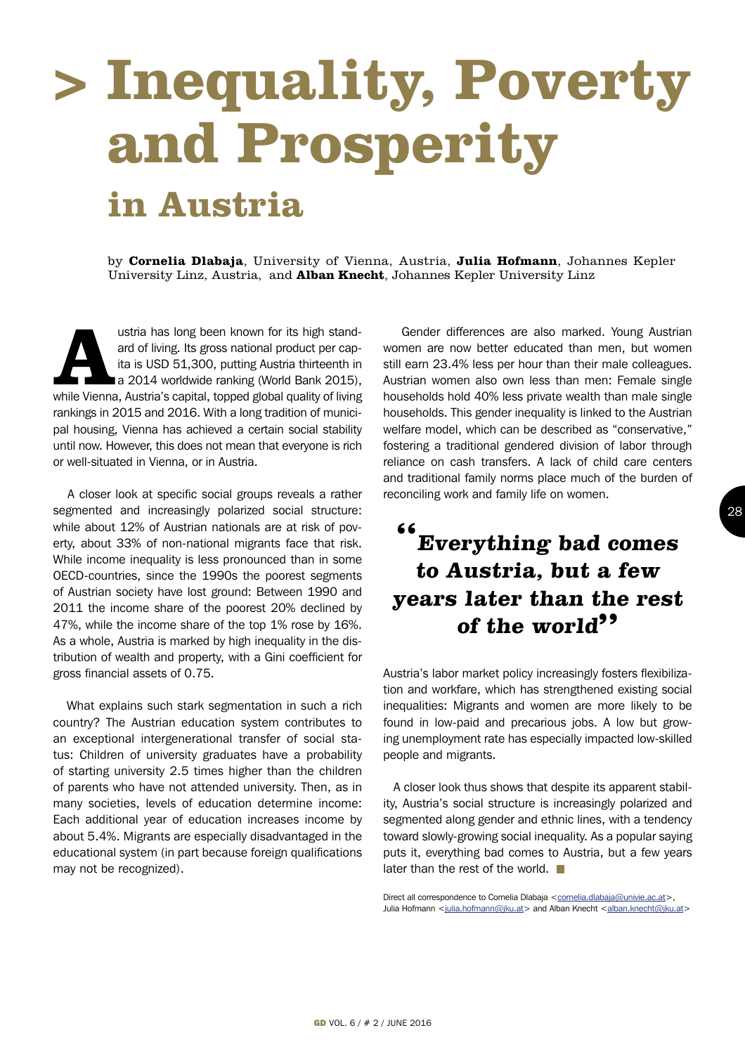# > Inequality, Poverty and Prosperity in Austria

by **Cornelia Dlabaja**, University of Vienna, Austria, **Julia Hofmann**, Johannes Kepler University Linz, Austria, and **Alban Knecht**, Johannes Kepler University Linz

Austria has long been known for its high standard of living. Its gross national product per capita is USD 51,300, putting Austria thirteenth in a 2014 worldwide ranking (World Bank 2015), while Vienna, Austria's capital, topped global quality of living rankings in 2015 and 2016. With a long tradition of municipal housing, Vienna has achieved a certain social stability until now. However, this does not mean that everyone is rich or well-situated in Vienna, or in Austria.

A closer look at specific social groups reveals a rather segmented and increasingly polarized social structure: while about 12% of Austrian nationals are at risk of poverty, about 33% of non-national migrants face that risk. While income inequality is less pronounced than in some OECD-countries, since the 1990s the poorest segments of Austrian society have lost ground: Between 1990 and 2011 the income share of the poorest 20% declined by 47%, while the income share of the top 1% rose by 16%. As a whole, Austria is marked by high inequality in the distribution of wealth and property, with a Gini coefficient for gross financial assets of 0.75.

What explains such stark segmentation in such a rich country? The Austrian education system contributes to an exceptional intergenerational transfer of social status: Children of university graduates have a probability of starting university 2.5 times higher than the children of parents who have not attended university. Then, as in many societies, levels of education determine income: Each additional year of education increases income by about 5.4%. Migrants are especially disadvantaged in the educational system (in part because foreign qualifications may not be recognized).

Gender differences are also marked. Young Austrian women are now better educated than men, but women still earn 23.4% less per hour than their male colleagues. Austrian women also own less than men: Female single households hold 40% less private wealth than male single households. This gender inequality is linked to the Austrian welfare model, which can be described as "conservative," fostering a traditional gendered division of labor through reliance on cash transfers. A lack of child care centers and traditional family norms place much of the burden of reconciling work and family life on women.

> ***"Everything bad comes to Austria, but a few years later than the rest of the world"***

Austria's labor market policy increasingly fosters flexibilization and workfare, which has strengthened existing social inequalities: Migrants and women are more likely to be found in low-paid and precarious jobs. A low but growing unemployment rate has especially impacted low-skilled people and migrants.

A closer look thus shows that despite its apparent stability, Austria's social structure is increasingly polarized and segmented along gender and ethnic lines, with a tendency toward slowly-growing social inequality. As a popular saying puts it, everything bad comes to Austria, but a few years later than the rest of the world. ■

Direct all correspondence to Cornelia Dlabaja <cornelia.dlabaja@univie.ac.at>, Julia Hofmann <julia.hofmann@jku.at> and Alban Knecht <alban.knecht@jku.at>